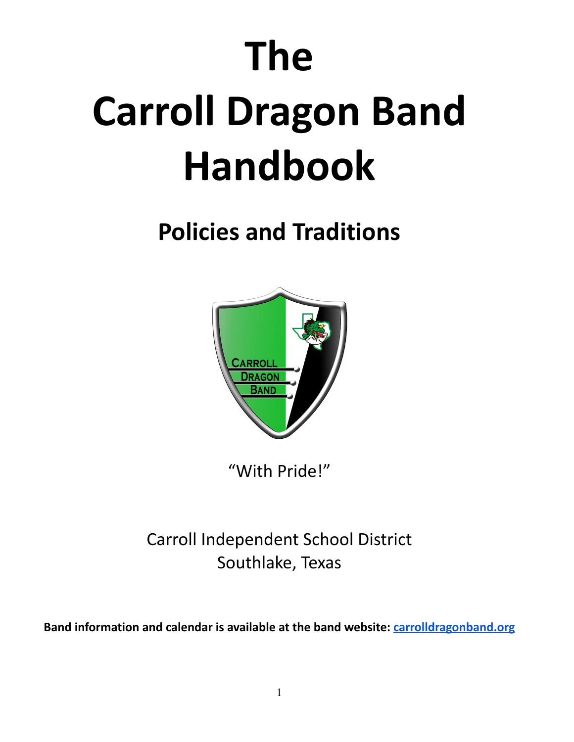# The Carroll Dragon Band Handbook

## Policies and Traditions

"With Pride!"

Carroll Independent School District
Southlake, Texas

**Band information and calendar is available at the band website: carrolldragonband.org**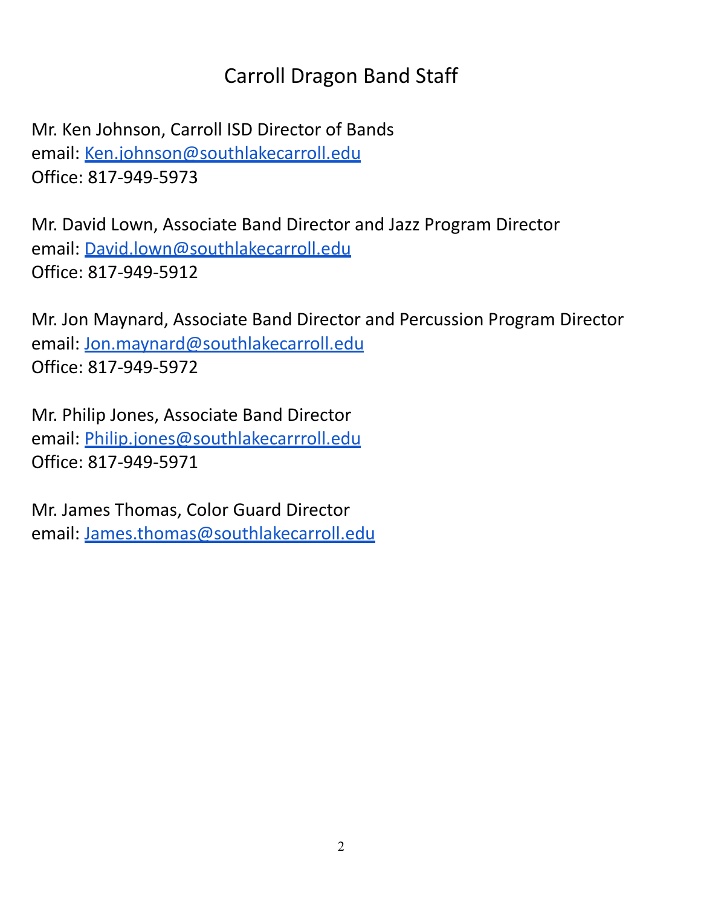# Carroll Dragon Band Staff

Mr. Ken Johnson, Carroll ISD Director of Bands
email: Ken.johnson@southlakecarroll.edu
Office: 817-949-5973

Mr. David Lown, Associate Band Director and Jazz Program Director
email: David.lown@southlakecarroll.edu
Office: 817-949-5912

Mr. Jon Maynard, Associate Band Director and Percussion Program Director
email: Jon.maynard@southlakecarroll.edu
Office: 817-949-5972

Mr. Philip Jones, Associate Band Director
email: Philip.jones@southlakecarrroll.edu
Office: 817-949-5971

Mr. James Thomas, Color Guard Director
email: James.thomas@southlakecarroll.edu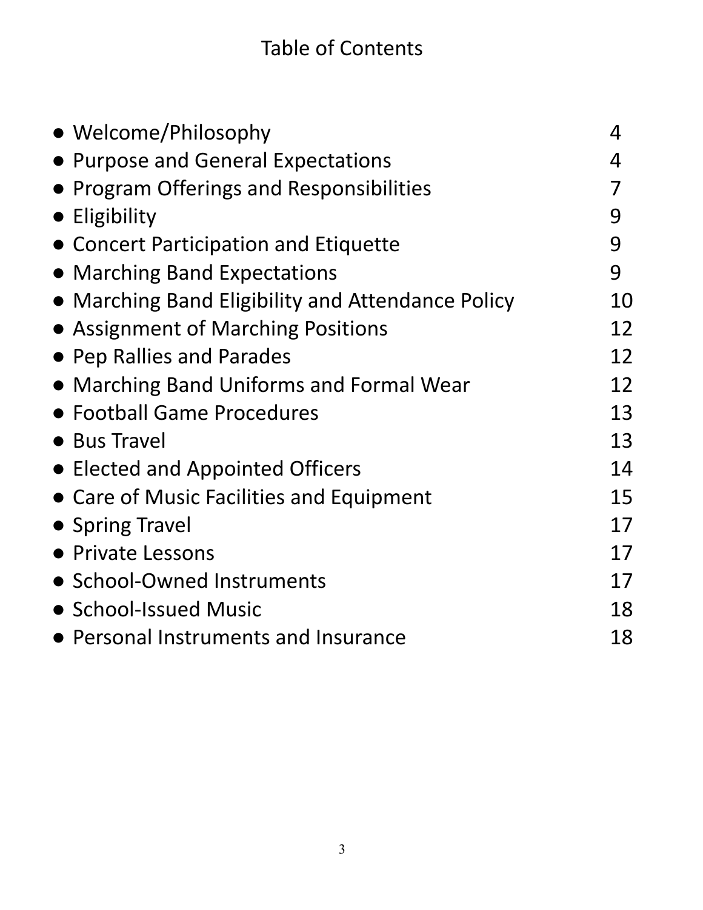# Table of Contents

- Welcome/Philosophy 4
- Purpose and General Expectations 4
- Program Offerings and Responsibilities 7
- Eligibility 9
- Concert Participation and Etiquette 9
- Marching Band Expectations 9
- Marching Band Eligibility and Attendance Policy 10
- Assignment of Marching Positions 12
- Pep Rallies and Parades 12
- Marching Band Uniforms and Formal Wear 12
- Football Game Procedures 13
- Bus Travel 13
- Elected and Appointed Officers 14
- Care of Music Facilities and Equipment 15
- Spring Travel 17
- Private Lessons 17
- School-Owned Instruments 17
- School-Issued Music 18
- Personal Instruments and Insurance 18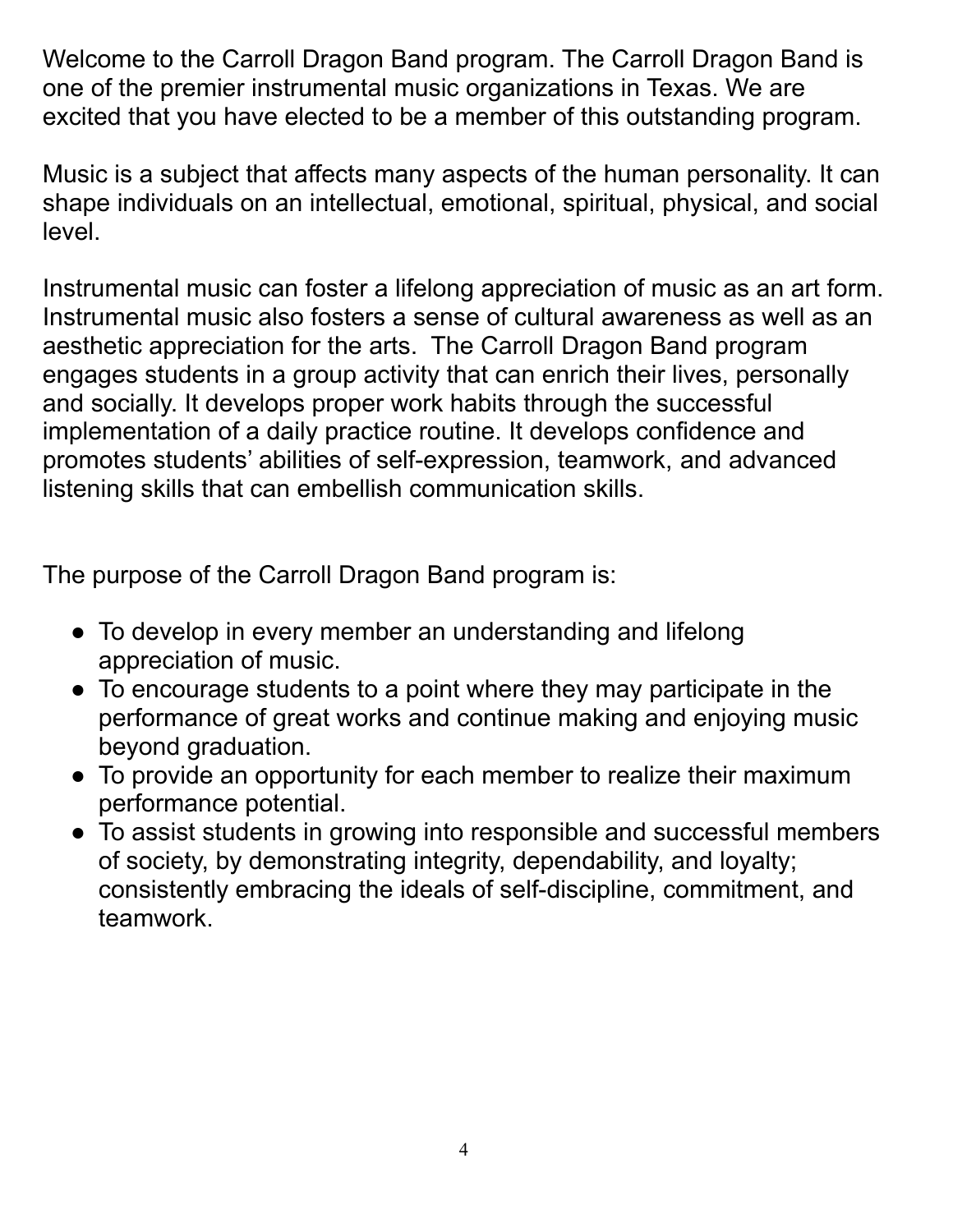Welcome to the Carroll Dragon Band program. The Carroll Dragon Band is one of the premier instrumental music organizations in Texas. We are excited that you have elected to be a member of this outstanding program.

Music is a subject that affects many aspects of the human personality. It can shape individuals on an intellectual, emotional, spiritual, physical, and social level.

Instrumental music can foster a lifelong appreciation of music as an art form. Instrumental music also fosters a sense of cultural awareness as well as an aesthetic appreciation for the arts. The Carroll Dragon Band program engages students in a group activity that can enrich their lives, personally and socially. It develops proper work habits through the successful implementation of a daily practice routine. It develops confidence and promotes students' abilities of self-expression, teamwork, and advanced listening skills that can embellish communication skills.

The purpose of the Carroll Dragon Band program is:

- To develop in every member an understanding and lifelong appreciation of music.
- To encourage students to a point where they may participate in the performance of great works and continue making and enjoying music beyond graduation.
- To provide an opportunity for each member to realize their maximum performance potential.
- To assist students in growing into responsible and successful members of society, by demonstrating integrity, dependability, and loyalty; consistently embracing the ideals of self-discipline, commitment, and teamwork.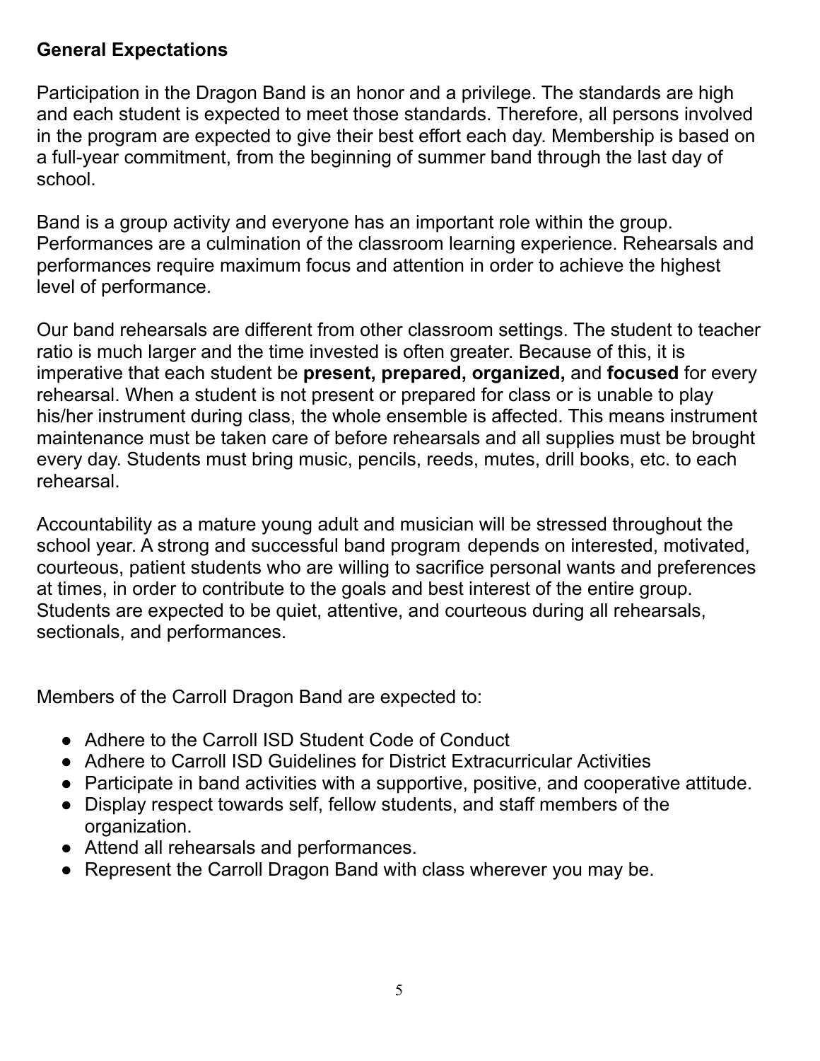## General Expectations

Participation in the Dragon Band is an honor and a privilege. The standards are high and each student is expected to meet those standards. Therefore, all persons involved in the program are expected to give their best effort each day. Membership is based on a full-year commitment, from the beginning of summer band through the last day of school.

Band is a group activity and everyone has an important role within the group. Performances are a culmination of the classroom learning experience. Rehearsals and performances require maximum focus and attention in order to achieve the highest level of performance.

Our band rehearsals are different from other classroom settings. The student to teacher ratio is much larger and the time invested is often greater. Because of this, it is imperative that each student be **present, prepared, organized,** and **focused** for every rehearsal. When a student is not present or prepared for class or is unable to play his/her instrument during class, the whole ensemble is affected. This means instrument maintenance must be taken care of before rehearsals and all supplies must be brought every day. Students must bring music, pencils, reeds, mutes, drill books, etc. to each rehearsal.

Accountability as a mature young adult and musician will be stressed throughout the school year. A strong and successful band program depends on interested, motivated, courteous, patient students who are willing to sacrifice personal wants and preferences at times, in order to contribute to the goals and best interest of the entire group. Students are expected to be quiet, attentive, and courteous during all rehearsals, sectionals, and performances.

Members of the Carroll Dragon Band are expected to:

- Adhere to the Carroll ISD Student Code of Conduct
- Adhere to Carroll ISD Guidelines for District Extracurricular Activities
- Participate in band activities with a supportive, positive, and cooperative attitude.
- Display respect towards self, fellow students, and staff members of the organization.
- Attend all rehearsals and performances.
- Represent the Carroll Dragon Band with class wherever you may be.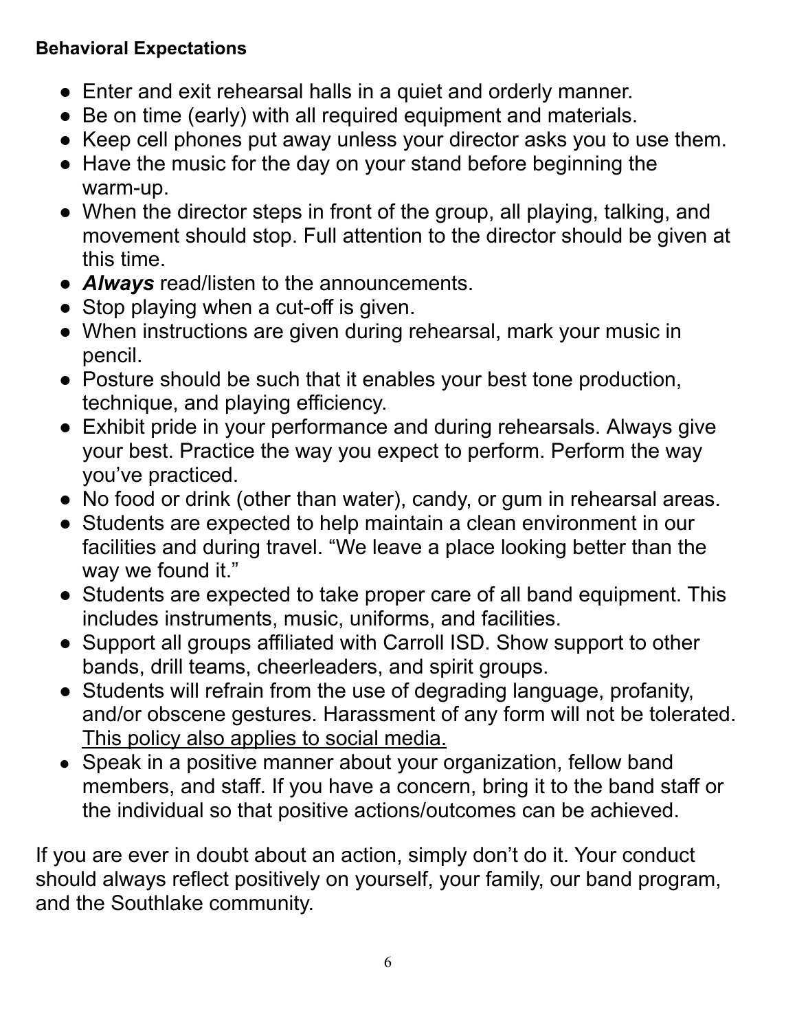**Behavioral Expectations**

- Enter and exit rehearsal halls in a quiet and orderly manner.
- Be on time (early) with all required equipment and materials.
- Keep cell phones put away unless your director asks you to use them.
- Have the music for the day on your stand before beginning the warm-up.
- When the director steps in front of the group, all playing, talking, and movement should stop. Full attention to the director should be given at this time.
- ***Always*** read/listen to the announcements.
- Stop playing when a cut-off is given.
- When instructions are given during rehearsal, mark your music in pencil.
- Posture should be such that it enables your best tone production, technique, and playing efficiency.
- Exhibit pride in your performance and during rehearsals. Always give your best. Practice the way you expect to perform. Perform the way you've practiced.
- No food or drink (other than water), candy, or gum in rehearsal areas.
- Students are expected to help maintain a clean environment in our facilities and during travel. "We leave a place looking better than the way we found it."
- Students are expected to take proper care of all band equipment. This includes instruments, music, uniforms, and facilities.
- Support all groups affiliated with Carroll ISD. Show support to other bands, drill teams, cheerleaders, and spirit groups.
- Students will refrain from the use of degrading language, profanity, and/or obscene gestures. Harassment of any form will not be tolerated. <u>This policy also applies to social media.</u>
- Speak in a positive manner about your organization, fellow band members, and staff. If you have a concern, bring it to the band staff or the individual so that positive actions/outcomes can be achieved.

If you are ever in doubt about an action, simply don't do it. Your conduct should always reflect positively on yourself, your family, our band program, and the Southlake community.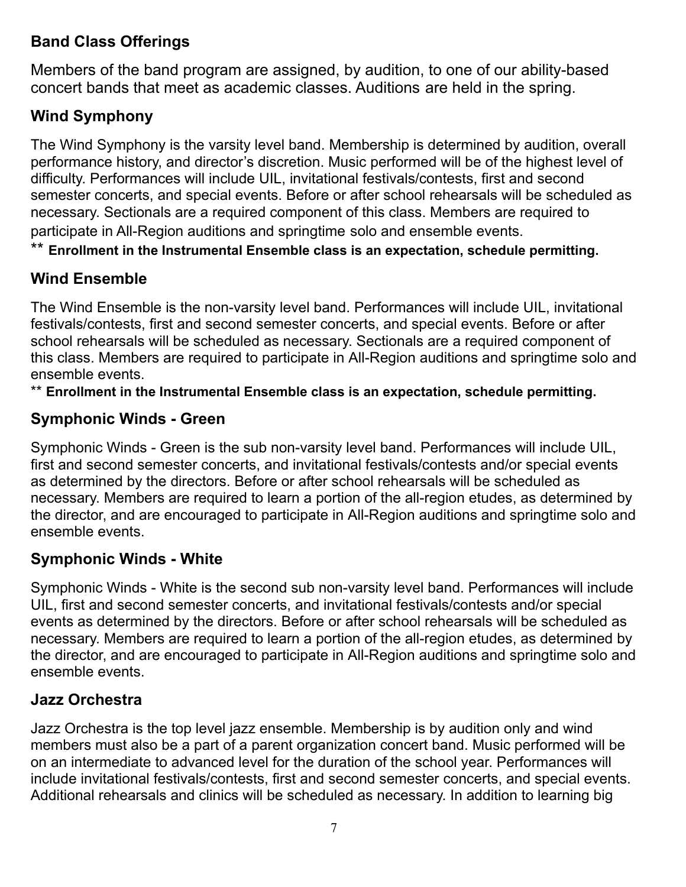## Band Class Offerings

Members of the band program are assigned, by audition, to one of our ability-based concert bands that meet as academic classes. Auditions are held in the spring.

### Wind Symphony

The Wind Symphony is the varsity level band. Membership is determined by audition, overall performance history, and director's discretion. Music performed will be of the highest level of difficulty. Performances will include UIL, invitational festivals/contests, first and second semester concerts, and special events. Before or after school rehearsals will be scheduled as necessary. Sectionals are a required component of this class. Members are required to participate in All-Region auditions and springtime solo and ensemble events.

** **Enrollment in the Instrumental Ensemble class is an expectation, schedule permitting.**

### Wind Ensemble

The Wind Ensemble is the non-varsity level band. Performances will include UIL, invitational festivals/contests, first and second semester concerts, and special events. Before or after school rehearsals will be scheduled as necessary. Sectionals are a required component of this class. Members are required to participate in All-Region auditions and springtime solo and ensemble events.

** **Enrollment in the Instrumental Ensemble class is an expectation, schedule permitting.**

### Symphonic Winds - Green

Symphonic Winds - Green is the sub non-varsity level band. Performances will include UIL, first and second semester concerts, and invitational festivals/contests and/or special events as determined by the directors. Before or after school rehearsals will be scheduled as necessary. Members are required to learn a portion of the all-region etudes, as determined by the director, and are encouraged to participate in All-Region auditions and springtime solo and ensemble events.

### Symphonic Winds - White

Symphonic Winds - White is the second sub non-varsity level band. Performances will include UIL, first and second semester concerts, and invitational festivals/contests and/or special events as determined by the directors. Before or after school rehearsals will be scheduled as necessary. Members are required to learn a portion of the all-region etudes, as determined by the director, and are encouraged to participate in All-Region auditions and springtime solo and ensemble events.

### Jazz Orchestra

Jazz Orchestra is the top level jazz ensemble. Membership is by audition only and wind members must also be a part of a parent organization concert band. Music performed will be on an intermediate to advanced level for the duration of the school year. Performances will include invitational festivals/contests, first and second semester concerts, and special events. Additional rehearsals and clinics will be scheduled as necessary. In addition to learning big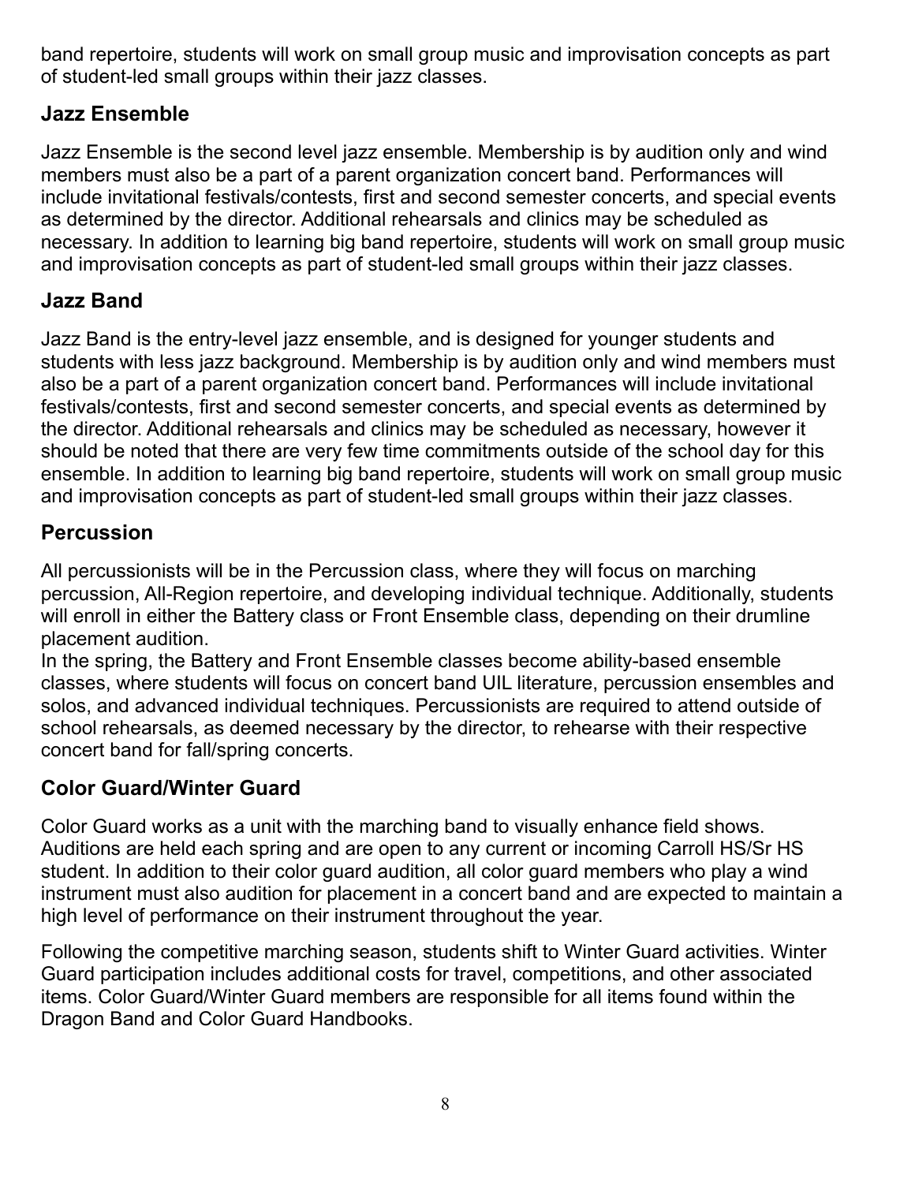band repertoire, students will work on small group music and improvisation concepts as part of student-led small groups within their jazz classes.

### Jazz Ensemble

Jazz Ensemble is the second level jazz ensemble. Membership is by audition only and wind members must also be a part of a parent organization concert band. Performances will include invitational festivals/contests, first and second semester concerts, and special events as determined by the director. Additional rehearsals and clinics may be scheduled as necessary. In addition to learning big band repertoire, students will work on small group music and improvisation concepts as part of student-led small groups within their jazz classes.

### Jazz Band

Jazz Band is the entry-level jazz ensemble, and is designed for younger students and students with less jazz background. Membership is by audition only and wind members must also be a part of a parent organization concert band. Performances will include invitational festivals/contests, first and second semester concerts, and special events as determined by the director. Additional rehearsals and clinics may be scheduled as necessary, however it should be noted that there are very few time commitments outside of the school day for this ensemble. In addition to learning big band repertoire, students will work on small group music and improvisation concepts as part of student-led small groups within their jazz classes.

### Percussion

All percussionists will be in the Percussion class, where they will focus on marching percussion, All-Region repertoire, and developing individual technique. Additionally, students will enroll in either the Battery class or Front Ensemble class, depending on their drumline placement audition.
In the spring, the Battery and Front Ensemble classes become ability-based ensemble classes, where students will focus on concert band UIL literature, percussion ensembles and solos, and advanced individual techniques. Percussionists are required to attend outside of school rehearsals, as deemed necessary by the director, to rehearse with their respective concert band for fall/spring concerts.

### Color Guard/Winter Guard

Color Guard works as a unit with the marching band to visually enhance field shows. Auditions are held each spring and are open to any current or incoming Carroll HS/Sr HS student. In addition to their color guard audition, all color guard members who play a wind instrument must also audition for placement in a concert band and are expected to maintain a high level of performance on their instrument throughout the year.

Following the competitive marching season, students shift to Winter Guard activities. Winter Guard participation includes additional costs for travel, competitions, and other associated items. Color Guard/Winter Guard members are responsible for all items found within the Dragon Band and Color Guard Handbooks.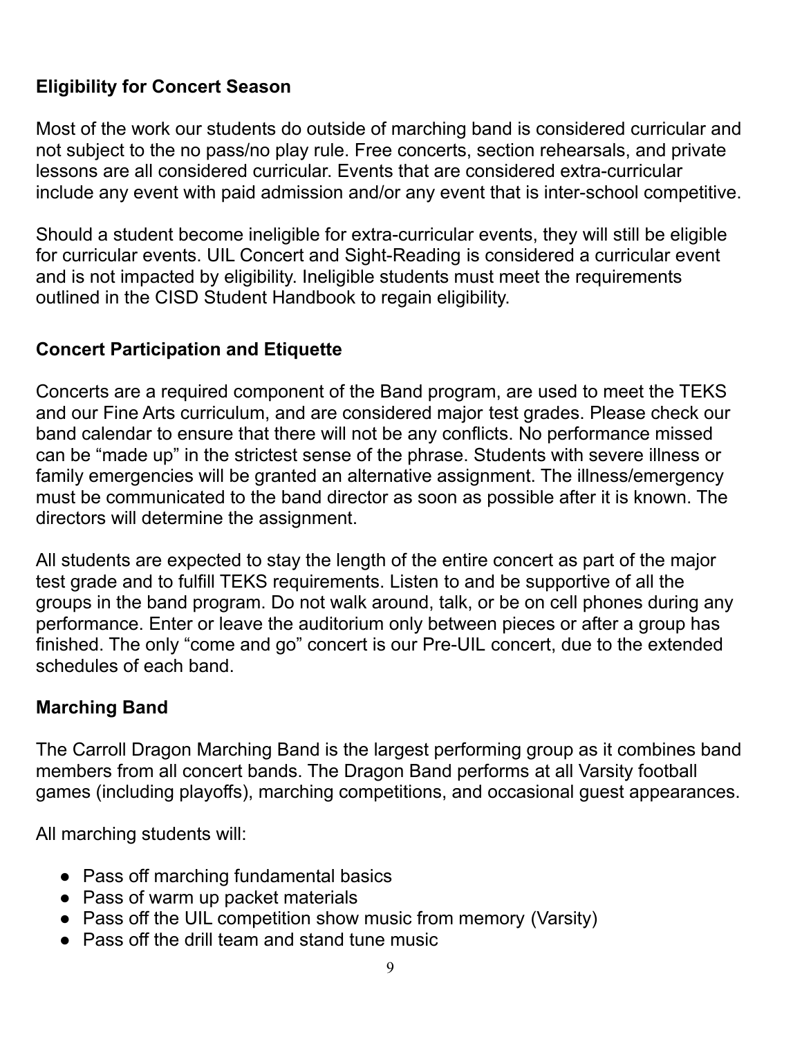### Eligibility for Concert Season

Most of the work our students do outside of marching band is considered curricular and not subject to the no pass/no play rule. Free concerts, section rehearsals, and private lessons are all considered curricular. Events that are considered extra-curricular include any event with paid admission and/or any event that is inter-school competitive.

Should a student become ineligible for extra-curricular events, they will still be eligible for curricular events. UIL Concert and Sight-Reading is considered a curricular event and is not impacted by eligibility. Ineligible students must meet the requirements outlined in the CISD Student Handbook to regain eligibility.

### Concert Participation and Etiquette

Concerts are a required component of the Band program, are used to meet the TEKS and our Fine Arts curriculum, and are considered major test grades. Please check our band calendar to ensure that there will not be any conflicts. No performance missed can be "made up" in the strictest sense of the phrase. Students with severe illness or family emergencies will be granted an alternative assignment. The illness/emergency must be communicated to the band director as soon as possible after it is known. The directors will determine the assignment.

All students are expected to stay the length of the entire concert as part of the major test grade and to fulfill TEKS requirements. Listen to and be supportive of all the groups in the band program. Do not walk around, talk, or be on cell phones during any performance. Enter or leave the auditorium only between pieces or after a group has finished. The only "come and go" concert is our Pre-UIL concert, due to the extended schedules of each band.

### Marching Band

The Carroll Dragon Marching Band is the largest performing group as it combines band members from all concert bands. The Dragon Band performs at all Varsity football games (including playoffs), marching competitions, and occasional guest appearances.

All marching students will:

- Pass off marching fundamental basics
- Pass of warm up packet materials
- Pass off the UIL competition show music from memory (Varsity)
- Pass off the drill team and stand tune music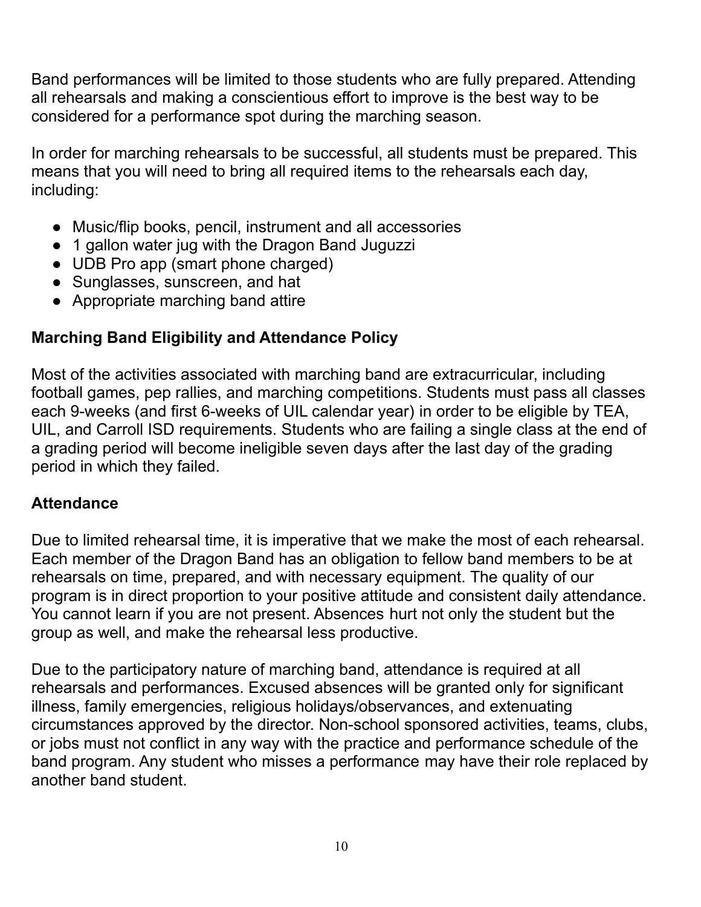Band performances will be limited to those students who are fully prepared. Attending all rehearsals and making a conscientious effort to improve is the best way to be considered for a performance spot during the marching season.

In order for marching rehearsals to be successful, all students must be prepared. This means that you will need to bring all required items to the rehearsals each day, including:

- Music/flip books, pencil, instrument and all accessories
- 1 gallon water jug with the Dragon Band Juguzzi
- UDB Pro app (smart phone charged)
- Sunglasses, sunscreen, and hat
- Appropriate marching band attire

## Marching Band Eligibility and Attendance Policy

Most of the activities associated with marching band are extracurricular, including football games, pep rallies, and marching competitions. Students must pass all classes each 9-weeks (and first 6-weeks of UIL calendar year) in order to be eligible by TEA, UIL, and Carroll ISD requirements. Students who are failing a single class at the end of a grading period will become ineligible seven days after the last day of the grading period in which they failed.

## Attendance

Due to limited rehearsal time, it is imperative that we make the most of each rehearsal. Each member of the Dragon Band has an obligation to fellow band members to be at rehearsals on time, prepared, and with necessary equipment. The quality of our program is in direct proportion to your positive attitude and consistent daily attendance. You cannot learn if you are not present. Absences hurt not only the student but the group as well, and make the rehearsal less productive.

Due to the participatory nature of marching band, attendance is required at all rehearsals and performances. Excused absences will be granted only for significant illness, family emergencies, religious holidays/observances, and extenuating circumstances approved by the director. Non-school sponsored activities, teams, clubs, or jobs must not conflict in any way with the practice and performance schedule of the band program. Any student who misses a performance may have their role replaced by another band student.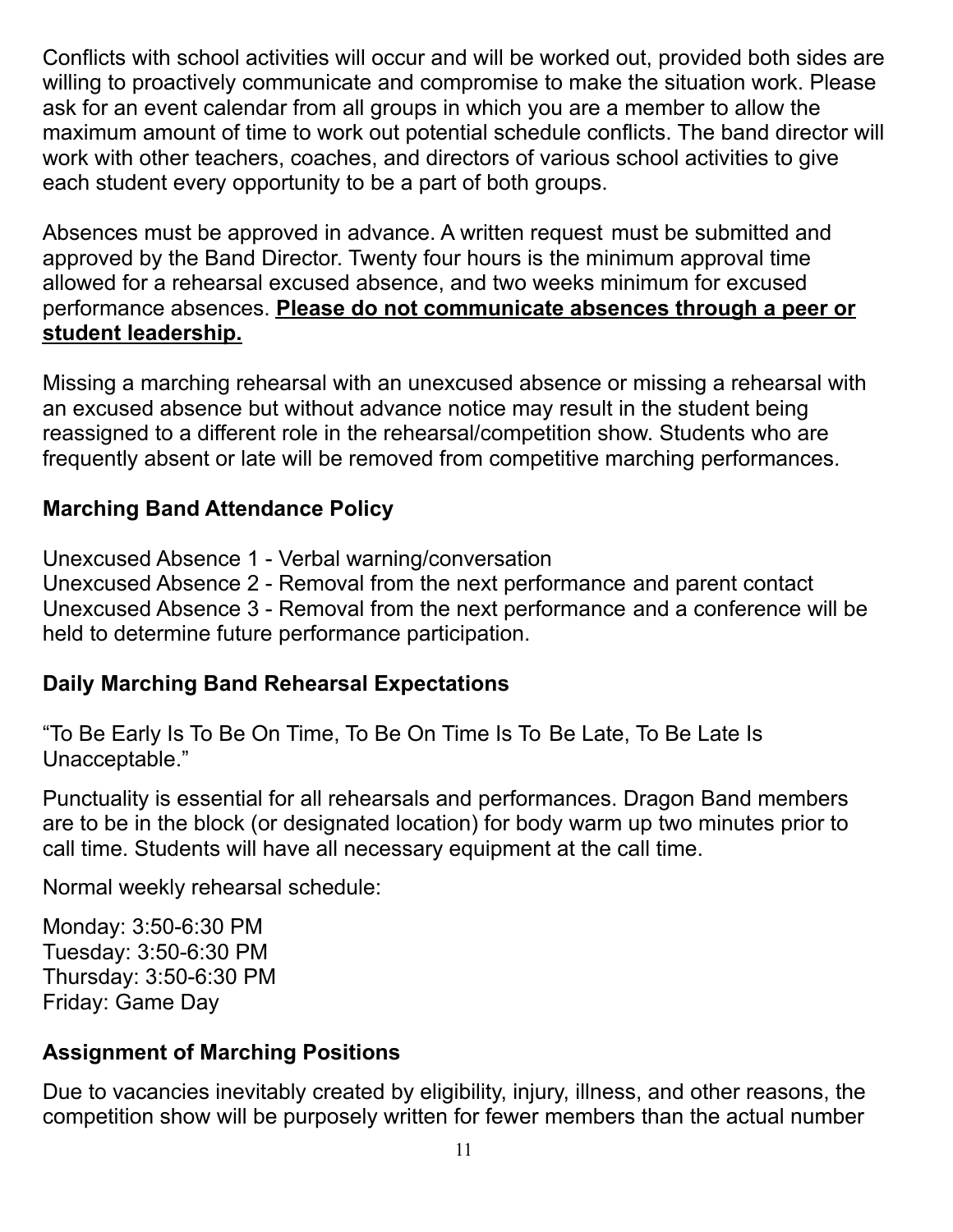Conflicts with school activities will occur and will be worked out, provided both sides are willing to proactively communicate and compromise to make the situation work. Please ask for an event calendar from all groups in which you are a member to allow the maximum amount of time to work out potential schedule conflicts. The band director will work with other teachers, coaches, and directors of various school activities to give each student every opportunity to be a part of both groups.

Absences must be approved in advance. A written request must be submitted and approved by the Band Director. Twenty four hours is the minimum approval time allowed for a rehearsal excused absence, and two weeks minimum for excused performance absences. **Please do not communicate absences through a peer or student leadership.**

Missing a marching rehearsal with an unexcused absence or missing a rehearsal with an excused absence but without advance notice may result in the student being reassigned to a different role in the rehearsal/competition show. Students who are frequently absent or late will be removed from competitive marching performances.

### Marching Band Attendance Policy

Unexcused Absence 1 - Verbal warning/conversation
Unexcused Absence 2 - Removal from the next performance and parent contact
Unexcused Absence 3 - Removal from the next performance and a conference will be held to determine future performance participation.

### Daily Marching Band Rehearsal Expectations

"To Be Early Is To Be On Time, To Be On Time Is To Be Late, To Be Late Is Unacceptable."

Punctuality is essential for all rehearsals and performances. Dragon Band members are to be in the block (or designated location) for body warm up two minutes prior to call time. Students will have all necessary equipment at the call time.

Normal weekly rehearsal schedule:

Monday: 3:50-6:30 PM
Tuesday: 3:50-6:30 PM
Thursday: 3:50-6:30 PM
Friday: Game Day

### Assignment of Marching Positions

Due to vacancies inevitably created by eligibility, injury, illness, and other reasons, the competition show will be purposely written for fewer members than the actual number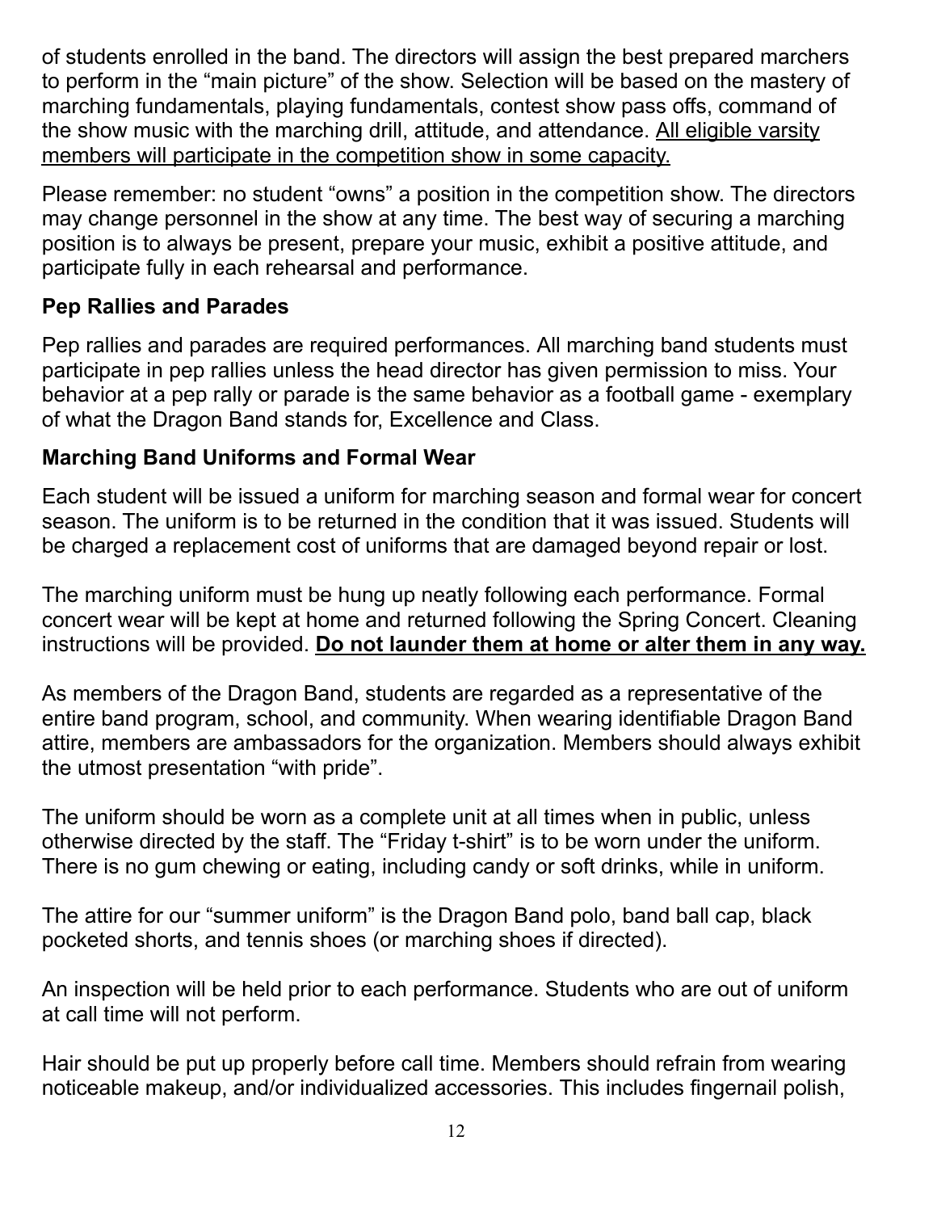of students enrolled in the band. The directors will assign the best prepared marchers to perform in the "main picture" of the show. Selection will be based on the mastery of marching fundamentals, playing fundamentals, contest show pass offs, command of the show music with the marching drill, attitude, and attendance. <u>All eligible varsity members will participate in the competition show in some capacity.</u>

Please remember: no student "owns" a position in the competition show. The directors may change personnel in the show at any time. The best way of securing a marching position is to always be present, prepare your music, exhibit a positive attitude, and participate fully in each rehearsal and performance.

### Pep Rallies and Parades

Pep rallies and parades are required performances. All marching band students must participate in pep rallies unless the head director has given permission to miss. Your behavior at a pep rally or parade is the same behavior as a football game - exemplary of what the Dragon Band stands for, Excellence and Class.

### Marching Band Uniforms and Formal Wear

Each student will be issued a uniform for marching season and formal wear for concert season. The uniform is to be returned in the condition that it was issued. Students will be charged a replacement cost of uniforms that are damaged beyond repair or lost.

The marching uniform must be hung up neatly following each performance. Formal concert wear will be kept at home and returned following the Spring Concert. Cleaning instructions will be provided. **<u>Do not launder them at home or alter them in any way.</u>**

As members of the Dragon Band, students are regarded as a representative of the entire band program, school, and community. When wearing identifiable Dragon Band attire, members are ambassadors for the organization. Members should always exhibit the utmost presentation "with pride".

The uniform should be worn as a complete unit at all times when in public, unless otherwise directed by the staff. The "Friday t-shirt" is to be worn under the uniform. There is no gum chewing or eating, including candy or soft drinks, while in uniform.

The attire for our "summer uniform" is the Dragon Band polo, band ball cap, black pocketed shorts, and tennis shoes (or marching shoes if directed).

An inspection will be held prior to each performance. Students who are out of uniform at call time will not perform.

Hair should be put up properly before call time. Members should refrain from wearing noticeable makeup, and/or individualized accessories. This includes fingernail polish,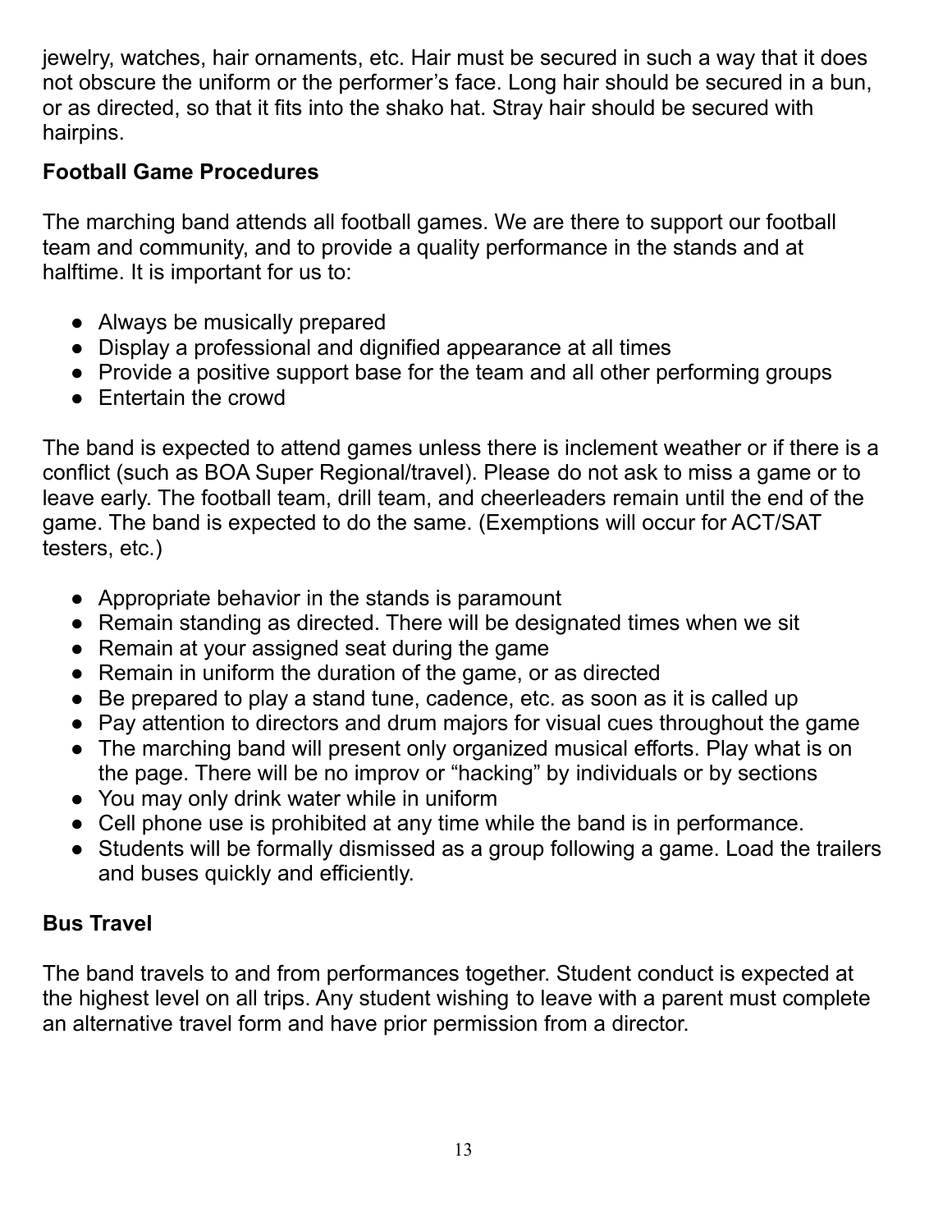jewelry, watches, hair ornaments, etc. Hair must be secured in such a way that it does not obscure the uniform or the performer's face. Long hair should be secured in a bun, or as directed, so that it fits into the shako hat. Stray hair should be secured with hairpins.

### Football Game Procedures

The marching band attends all football games. We are there to support our football team and community, and to provide a quality performance in the stands and at halftime. It is important for us to:

- Always be musically prepared
- Display a professional and dignified appearance at all times
- Provide a positive support base for the team and all other performing groups
- Entertain the crowd

The band is expected to attend games unless there is inclement weather or if there is a conflict (such as BOA Super Regional/travel). Please do not ask to miss a game or to leave early. The football team, drill team, and cheerleaders remain until the end of the game. The band is expected to do the same. (Exemptions will occur for ACT/SAT testers, etc.)

- Appropriate behavior in the stands is paramount
- Remain standing as directed. There will be designated times when we sit
- Remain at your assigned seat during the game
- Remain in uniform the duration of the game, or as directed
- Be prepared to play a stand tune, cadence, etc. as soon as it is called up
- Pay attention to directors and drum majors for visual cues throughout the game
- The marching band will present only organized musical efforts. Play what is on the page. There will be no improv or "hacking" by individuals or by sections
- You may only drink water while in uniform
- Cell phone use is prohibited at any time while the band is in performance.
- Students will be formally dismissed as a group following a game. Load the trailers and buses quickly and efficiently.

### Bus Travel

The band travels to and from performances together. Student conduct is expected at the highest level on all trips. Any student wishing to leave with a parent must complete an alternative travel form and have prior permission from a director.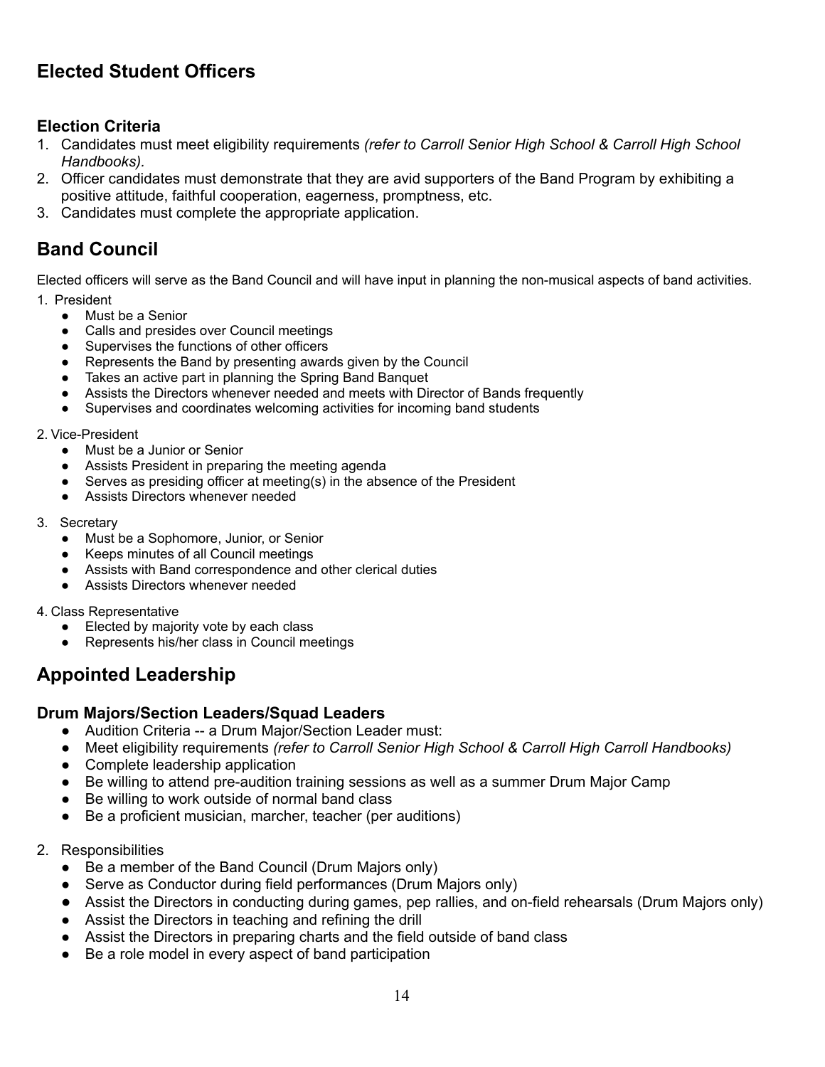## Elected Student Officers

### Election Criteria

1. Candidates must meet eligibility requirements *(refer to Carroll Senior High School & Carroll High School Handbooks).*
2. Officer candidates must demonstrate that they are avid supporters of the Band Program by exhibiting a positive attitude, faithful cooperation, eagerness, promptness, etc.
3. Candidates must complete the appropriate application.

## Band Council

Elected officers will serve as the Band Council and will have input in planning the non-musical aspects of band activities.

1. President
    - Must be a Senior
    - Calls and presides over Council meetings
    - Supervises the functions of other officers
    - Represents the Band by presenting awards given by the Council
    - Takes an active part in planning the Spring Band Banquet
    - Assists the Directors whenever needed and meets with Director of Bands frequently
    - Supervises and coordinates welcoming activities for incoming band students

2. Vice-President
    - Must be a Junior or Senior
    - Assists President in preparing the meeting agenda
    - Serves as presiding officer at meeting(s) in the absence of the President
    - Assists Directors whenever needed

3. Secretary
    - Must be a Sophomore, Junior, or Senior
    - Keeps minutes of all Council meetings
    - Assists with Band correspondence and other clerical duties
    - Assists Directors whenever needed

4. Class Representative
    - Elected by majority vote by each class
    - Represents his/her class in Council meetings

## Appointed Leadership

### Drum Majors/Section Leaders/Squad Leaders

- Audition Criteria -- a Drum Major/Section Leader must:
- Meet eligibility requirements *(refer to Carroll Senior High School & Carroll High Carroll Handbooks)*
- Complete leadership application
- Be willing to attend pre-audition training sessions as well as a summer Drum Major Camp
- Be willing to work outside of normal band class
- Be a proficient musician, marcher, teacher (per auditions)

2. Responsibilities
    - Be a member of the Band Council (Drum Majors only)
    - Serve as Conductor during field performances (Drum Majors only)
    - Assist the Directors in conducting during games, pep rallies, and on-field rehearsals (Drum Majors only)
    - Assist the Directors in teaching and refining the drill
    - Assist the Directors in preparing charts and the field outside of band class
    - Be a role model in every aspect of band participation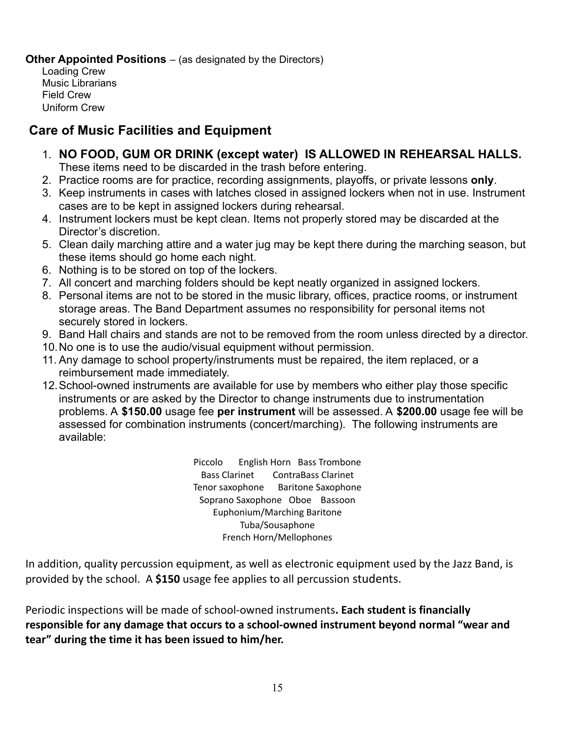**Other Appointed Positions** – (as designated by the Directors)

Loading Crew
Music Librarians
Field Crew
Uniform Crew

## Care of Music Facilities and Equipment

1. **NO FOOD, GUM OR DRINK (except water) IS ALLOWED IN REHEARSAL HALLS.** These items need to be discarded in the trash before entering.
2. Practice rooms are for practice, recording assignments, playoffs, or private lessons **only**.
3. Keep instruments in cases with latches closed in assigned lockers when not in use. Instrument cases are to be kept in assigned lockers during rehearsal.
4. Instrument lockers must be kept clean. Items not properly stored may be discarded at the Director's discretion.
5. Clean daily marching attire and a water jug may be kept there during the marching season, but these items should go home each night.
6. Nothing is to be stored on top of the lockers.
7. All concert and marching folders should be kept neatly organized in assigned lockers.
8. Personal items are not to be stored in the music library, offices, practice rooms, or instrument storage areas. The Band Department assumes no responsibility for personal items not securely stored in lockers.
9. Band Hall chairs and stands are not to be removed from the room unless directed by a director.
10. No one is to use the audio/visual equipment without permission.
11. Any damage to school property/instruments must be repaired, the item replaced, or a reimbursement made immediately.
12. School-owned instruments are available for use by members who either play those specific instruments or are asked by the Director to change instruments due to instrumentation problems. A **$150.00** usage fee **per instrument** will be assessed. A **$200.00** usage fee will be assessed for combination instruments (concert/marching). The following instruments are available:

Piccolo English Horn Bass Trombone
Bass Clarinet ContraBass Clarinet
Tenor saxophone Baritone Saxophone
Soprano Saxophone Oboe Bassoon
Euphonium/Marching Baritone
Tuba/Sousaphone
French Horn/Mellophones

In addition, quality percussion equipment, as well as electronic equipment used by the Jazz Band, is provided by the school. A **$150** usage fee applies to all percussion students.

Periodic inspections will be made of school-owned instruments**. Each student is financially responsible for any damage that occurs to a school-owned instrument beyond normal "wear and tear" during the time it has been issued to him/her.**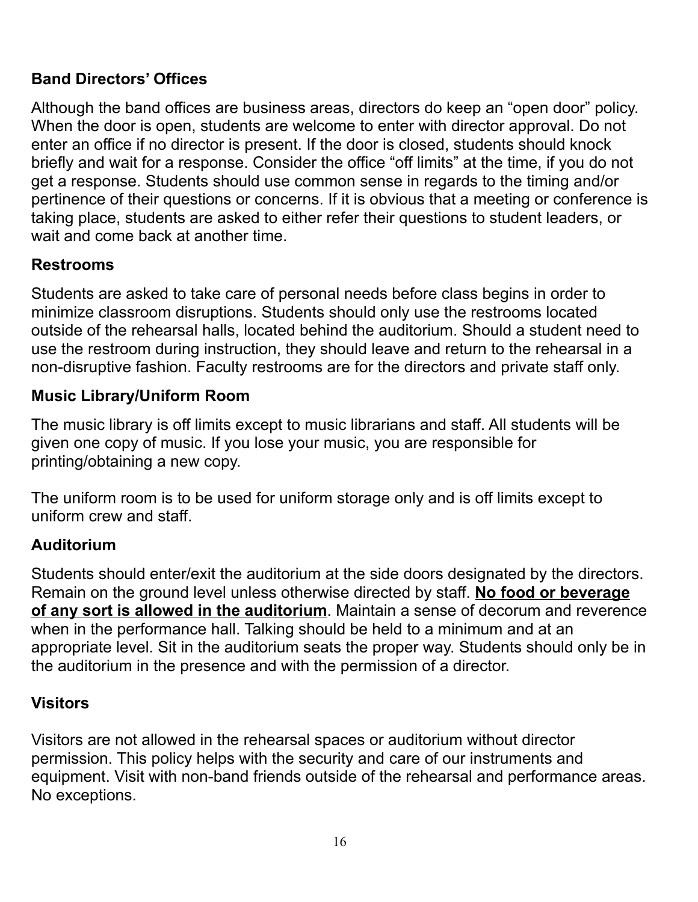## Band Directors' Offices

Although the band offices are business areas, directors do keep an "open door" policy. When the door is open, students are welcome to enter with director approval. Do not enter an office if no director is present. If the door is closed, students should knock briefly and wait for a response. Consider the office "off limits" at the time, if you do not get a response. Students should use common sense in regards to the timing and/or pertinence of their questions or concerns. If it is obvious that a meeting or conference is taking place, students are asked to either refer their questions to student leaders, or wait and come back at another time.

## Restrooms

Students are asked to take care of personal needs before class begins in order to minimize classroom disruptions. Students should only use the restrooms located outside of the rehearsal halls, located behind the auditorium. Should a student need to use the restroom during instruction, they should leave and return to the rehearsal in a non-disruptive fashion. Faculty restrooms are for the directors and private staff only.

## Music Library/Uniform Room

The music library is off limits except to music librarians and staff. All students will be given one copy of music. If you lose your music, you are responsible for printing/obtaining a new copy.

The uniform room is to be used for uniform storage only and is off limits except to uniform crew and staff.

## Auditorium

Students should enter/exit the auditorium at the side doors designated by the directors. Remain on the ground level unless otherwise directed by staff. <u>**No food or beverage of any sort is allowed in the auditorium**</u>. Maintain a sense of decorum and reverence when in the performance hall. Talking should be held to a minimum and at an appropriate level. Sit in the auditorium seats the proper way. Students should only be in the auditorium in the presence and with the permission of a director.

## Visitors

Visitors are not allowed in the rehearsal spaces or auditorium without director permission. This policy helps with the security and care of our instruments and equipment. Visit with non-band friends outside of the rehearsal and performance areas. No exceptions.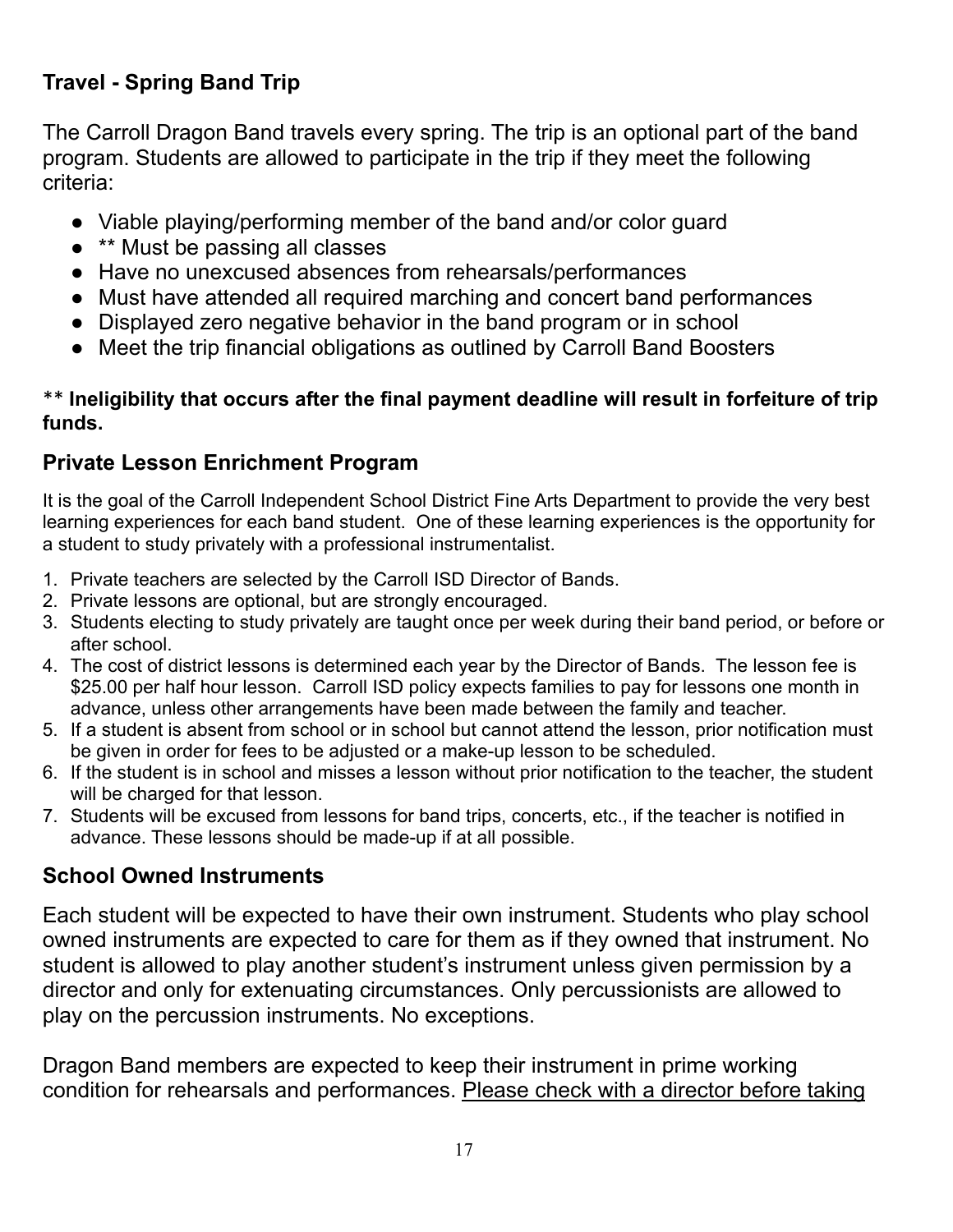## Travel - Spring Band Trip

The Carroll Dragon Band travels every spring. The trip is an optional part of the band program. Students are allowed to participate in the trip if they meet the following criteria:

- Viable playing/performing member of the band and/or color guard
- ** Must be passing all classes
- Have no unexcused absences from rehearsals/performances
- Must have attended all required marching and concert band performances
- Displayed zero negative behavior in the band program or in school
- Meet the trip financial obligations as outlined by Carroll Band Boosters

** **Ineligibility that occurs after the final payment deadline will result in forfeiture of trip funds.**

## Private Lesson Enrichment Program

It is the goal of the Carroll Independent School District Fine Arts Department to provide the very best learning experiences for each band student. One of these learning experiences is the opportunity for a student to study privately with a professional instrumentalist.

1. Private teachers are selected by the Carroll ISD Director of Bands.
2. Private lessons are optional, but are strongly encouraged.
3. Students electing to study privately are taught once per week during their band period, or before or after school.
4. The cost of district lessons is determined each year by the Director of Bands. The lesson fee is $25.00 per half hour lesson. Carroll ISD policy expects families to pay for lessons one month in advance, unless other arrangements have been made between the family and teacher.
5. If a student is absent from school or in school but cannot attend the lesson, prior notification must be given in order for fees to be adjusted or a make-up lesson to be scheduled.
6. If the student is in school and misses a lesson without prior notification to the teacher, the student will be charged for that lesson.
7. Students will be excused from lessons for band trips, concerts, etc., if the teacher is notified in advance. These lessons should be made-up if at all possible.

## School Owned Instruments

Each student will be expected to have their own instrument. Students who play school owned instruments are expected to care for them as if they owned that instrument. No student is allowed to play another student's instrument unless given permission by a director and only for extenuating circumstances. Only percussionists are allowed to play on the percussion instruments. No exceptions.

Dragon Band members are expected to keep their instrument in prime working condition for rehearsals and performances. <u>Please check with a director before taking</u>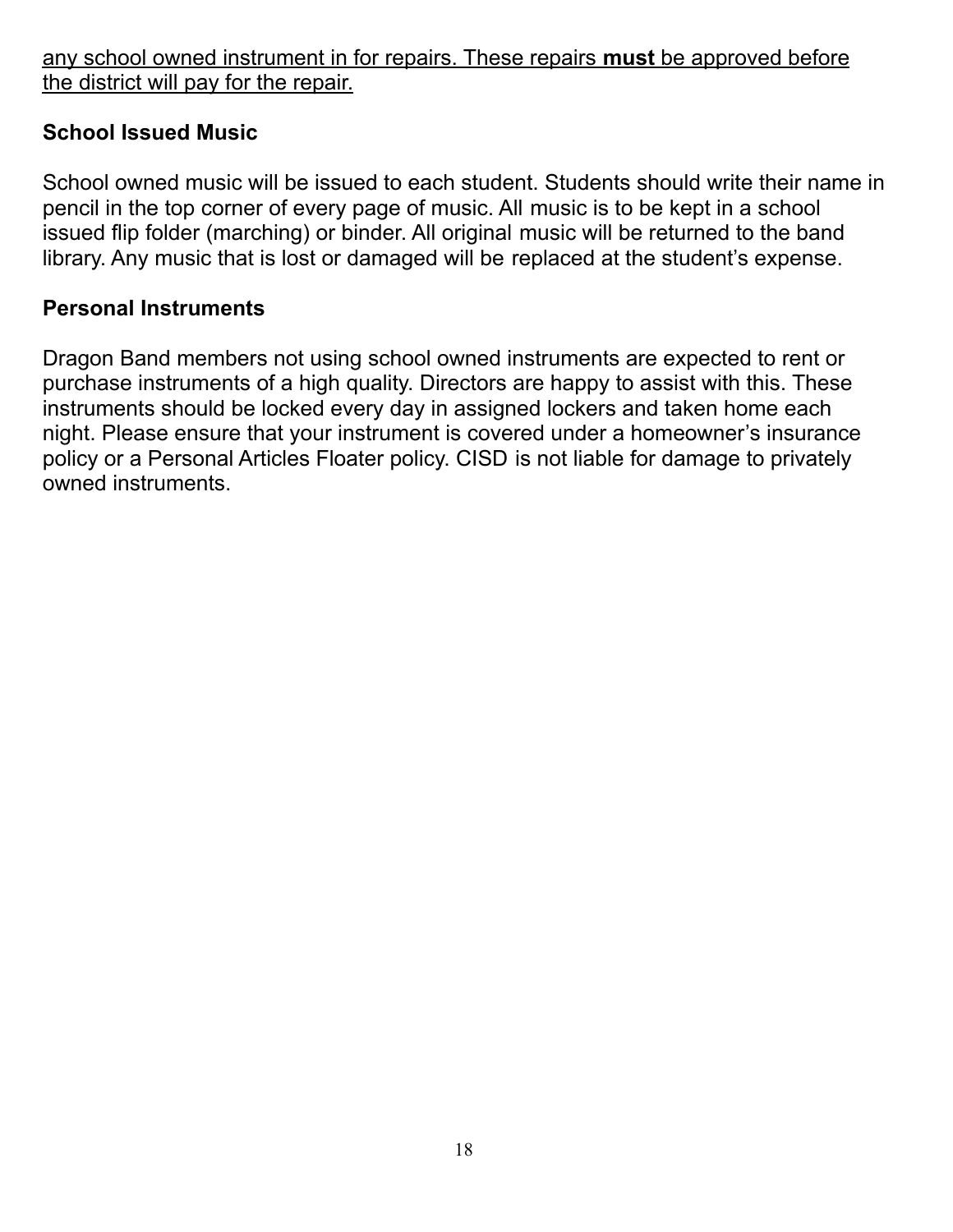<u>any school owned instrument in for repairs. These repairs **must** be approved before the district will pay for the repair.</u>

**School Issued Music**

School owned music will be issued to each student. Students should write their name in pencil in the top corner of every page of music. All music is to be kept in a school issued flip folder (marching) or binder. All original music will be returned to the band library. Any music that is lost or damaged will be replaced at the student's expense.

**Personal Instruments**

Dragon Band members not using school owned instruments are expected to rent or purchase instruments of a high quality. Directors are happy to assist with this. These instruments should be locked every day in assigned lockers and taken home each night. Please ensure that your instrument is covered under a homeowner's insurance policy or a Personal Articles Floater policy. CISD is not liable for damage to privately owned instruments.